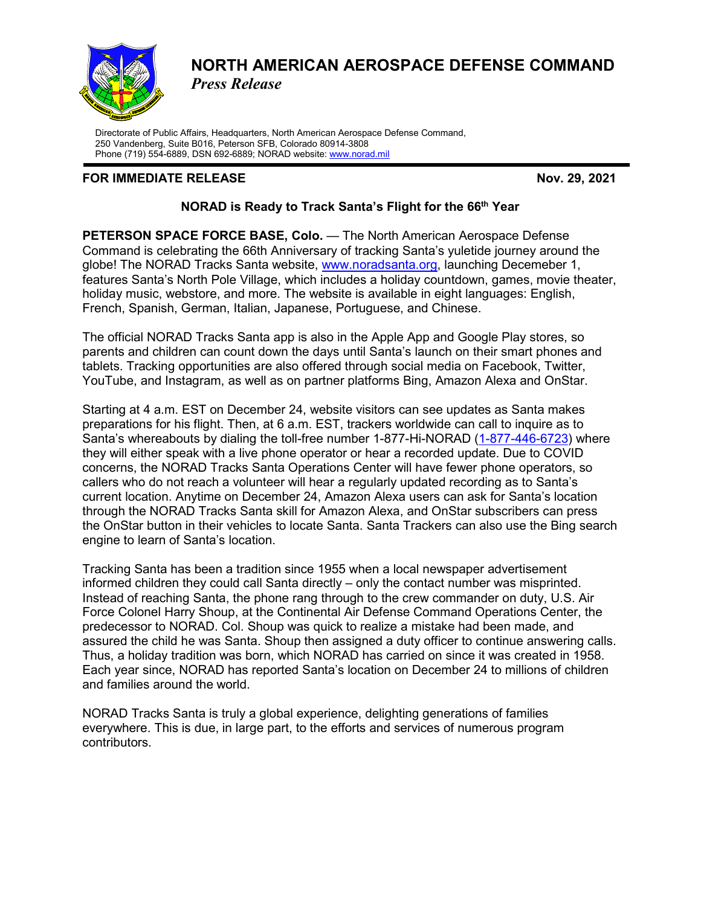# NORTH AMERICAN AEROSPACE DEFENSE COMMAND

*Press Release*

Directorate of Public Affairs, Headquarters, North American Aerospace Defense Command, 250 Vandenberg, Suite B016, Peterson SFB, Colorado 80914-3808
Phone (719) 554-6889, DSN 692-6889; NORAD website: www.norad.mil

**FOR IMMEDIATE RELEASE** **Nov. 29, 2021**

## NORAD is Ready to Track Santa's Flight for the 66th Year

**PETERSON SPACE FORCE BASE, Colo.** — The North American Aerospace Defense Command is celebrating the 66th Anniversary of tracking Santa's yuletide journey around the globe! The NORAD Tracks Santa website, www.noradsanta.org, launching Decemeber 1, features Santa's North Pole Village, which includes a holiday countdown, games, movie theater, holiday music, webstore, and more. The website is available in eight languages: English, French, Spanish, German, Italian, Japanese, Portuguese, and Chinese.

The official NORAD Tracks Santa app is also in the Apple App and Google Play stores, so parents and children can count down the days until Santa's launch on their smart phones and tablets. Tracking opportunities are also offered through social media on Facebook, Twitter, YouTube, and Instagram, as well as on partner platforms Bing, Amazon Alexa and OnStar.

Starting at 4 a.m. EST on December 24, website visitors can see updates as Santa makes preparations for his flight. Then, at 6 a.m. EST, trackers worldwide can call to inquire as to Santa's whereabouts by dialing the toll-free number 1-877-Hi-NORAD (1-877-446-6723) where they will either speak with a live phone operator or hear a recorded update. Due to COVID concerns, the NORAD Tracks Santa Operations Center will have fewer phone operators, so callers who do not reach a volunteer will hear a regularly updated recording as to Santa's current location. Anytime on December 24, Amazon Alexa users can ask for Santa's location through the NORAD Tracks Santa skill for Amazon Alexa, and OnStar subscribers can press the OnStar button in their vehicles to locate Santa. Santa Trackers can also use the Bing search engine to learn of Santa's location.

Tracking Santa has been a tradition since 1955 when a local newspaper advertisement informed children they could call Santa directly – only the contact number was misprinted. Instead of reaching Santa, the phone rang through to the crew commander on duty, U.S. Air Force Colonel Harry Shoup, at the Continental Air Defense Command Operations Center, the predecessor to NORAD. Col. Shoup was quick to realize a mistake had been made, and assured the child he was Santa. Shoup then assigned a duty officer to continue answering calls. Thus, a holiday tradition was born, which NORAD has carried on since it was created in 1958. Each year since, NORAD has reported Santa's location on December 24 to millions of children and families around the world.

NORAD Tracks Santa is truly a global experience, delighting generations of families everywhere. This is due, in large part, to the efforts and services of numerous program contributors.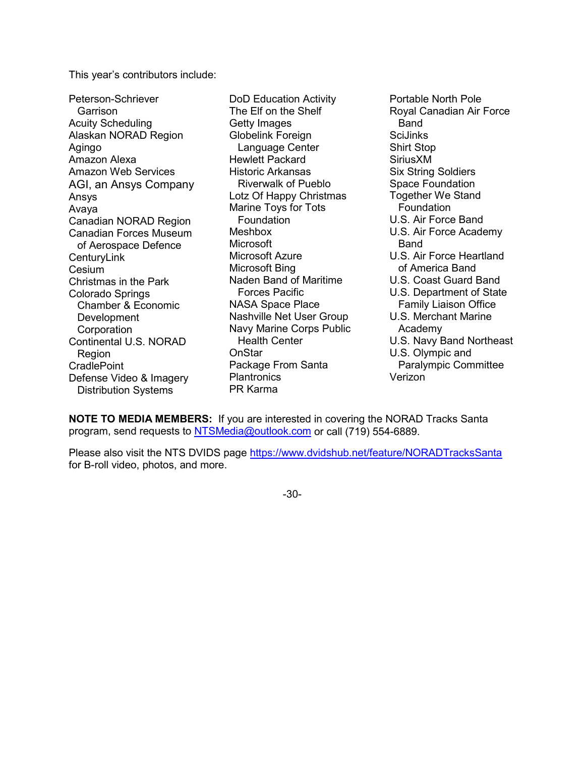This year's contributors include:

- Peterson-Schriever Garrison
- Acuity Scheduling
- Alaskan NORAD Region
- Agingo
- Amazon Alexa
- Amazon Web Services
- AGI, an Ansys Company
- Ansys
- Avaya
- Canadian NORAD Region
- Canadian Forces Museum of Aerospace Defence
- CenturyLink
- Cesium
- Christmas in the Park
- Colorado Springs Chamber & Economic Development Corporation
- Continental U.S. NORAD Region
- CradlePoint
- Defense Video & Imagery Distribution Systems
- DoD Education Activity
- The Elf on the Shelf
- Getty Images
- Globelink Foreign Language Center
- Hewlett Packard
- Historic Arkansas Riverwalk of Pueblo
- Lotz Of Happy Christmas
- Marine Toys for Tots Foundation
- Meshbox
- Microsoft
- Microsoft Azure
- Microsoft Bing
- Naden Band of Maritime Forces Pacific
- NASA Space Place
- Nashville Net User Group
- Navy Marine Corps Public Health Center
- OnStar
- Package From Santa
- Plantronics
- PR Karma
- Portable North Pole
- Royal Canadian Air Force Band
- SciJinks
- Shirt Stop
- SiriusXM
- Six String Soldiers
- Space Foundation
- Together We Stand Foundation
- U.S. Air Force Band
- U.S. Air Force Academy Band
- U.S. Air Force Heartland of America Band
- U.S. Coast Guard Band
- U.S. Department of State Family Liaison Office
- U.S. Merchant Marine Academy
- U.S. Navy Band Northeast
- U.S. Olympic and Paralympic Committee
- Verizon

**NOTE TO MEDIA MEMBERS:** If you are interested in covering the NORAD Tracks Santa program, send requests to NTSMedia@outlook.com or call (719) 554-6889.

Please also visit the NTS DVIDS page https://www.dvidshub.net/feature/NORADTracksSanta for B-roll video, photos, and more.

-30-